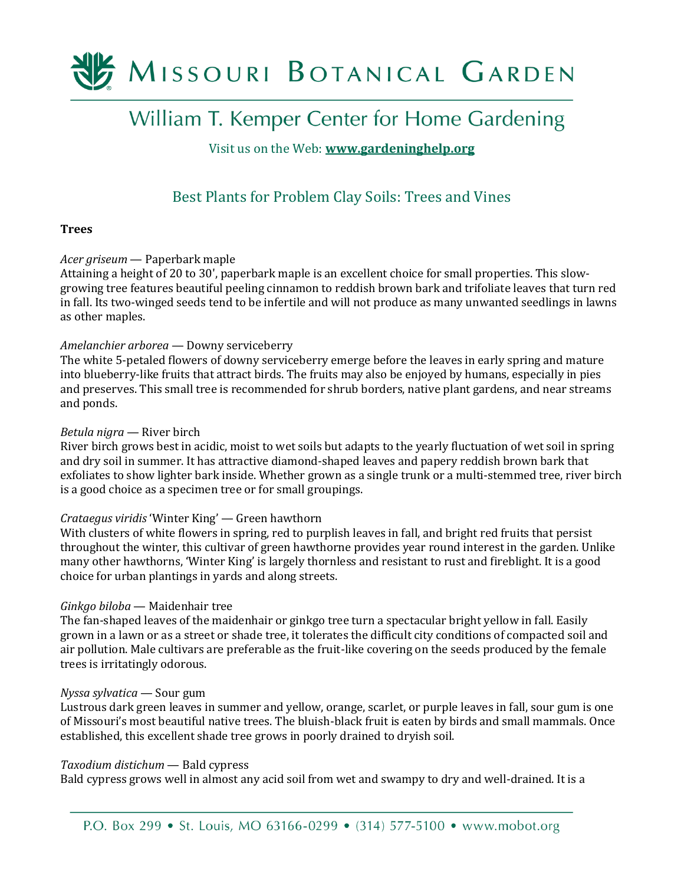# Missouri Botanical Garden

## William T. Kemper Center for Home Gardening

Visit us on the Web: **www.gardeninghelp.org**

## Best Plants for Problem Clay Soils: Trees and Vines

**Trees**

*Acer griseum* — Paperbark maple
Attaining a height of 20 to 30', paperbark maple is an excellent choice for small properties. This slow-growing tree features beautiful peeling cinnamon to reddish brown bark and trifoliate leaves that turn red in fall. Its two-winged seeds tend to be infertile and will not produce as many unwanted seedlings in lawns as other maples.

*Amelanchier arborea* — Downy serviceberry
The white 5-petaled flowers of downy serviceberry emerge before the leaves in early spring and mature into blueberry-like fruits that attract birds. The fruits may also be enjoyed by humans, especially in pies and preserves. This small tree is recommended for shrub borders, native plant gardens, and near streams and ponds.

*Betula nigra* — River birch
River birch grows best in acidic, moist to wet soils but adapts to the yearly fluctuation of wet soil in spring and dry soil in summer. It has attractive diamond-shaped leaves and papery reddish brown bark that exfoliates to show lighter bark inside. Whether grown as a single trunk or a multi-stemmed tree, river birch is a good choice as a specimen tree or for small groupings.

*Crataegus viridis* 'Winter King' — Green hawthorn
With clusters of white flowers in spring, red to purplish leaves in fall, and bright red fruits that persist throughout the winter, this cultivar of green hawthorne provides year round interest in the garden. Unlike many other hawthorns, 'Winter King' is largely thornless and resistant to rust and fireblight. It is a good choice for urban plantings in yards and along streets.

*Ginkgo biloba* — Maidenhair tree
The fan-shaped leaves of the maidenhair or ginkgo tree turn a spectacular bright yellow in fall. Easily grown in a lawn or as a street or shade tree, it tolerates the difficult city conditions of compacted soil and air pollution. Male cultivars are preferable as the fruit-like covering on the seeds produced by the female trees is irritatingly odorous.

*Nyssa sylvatica* — Sour gum
Lustrous dark green leaves in summer and yellow, orange, scarlet, or purple leaves in fall, sour gum is one of Missouri's most beautiful native trees. The bluish-black fruit is eaten by birds and small mammals. Once established, this excellent shade tree grows in poorly drained to dryish soil.

*Taxodium distichum* — Bald cypress
Bald cypress grows well in almost any acid soil from wet and swampy to dry and well-drained. It is a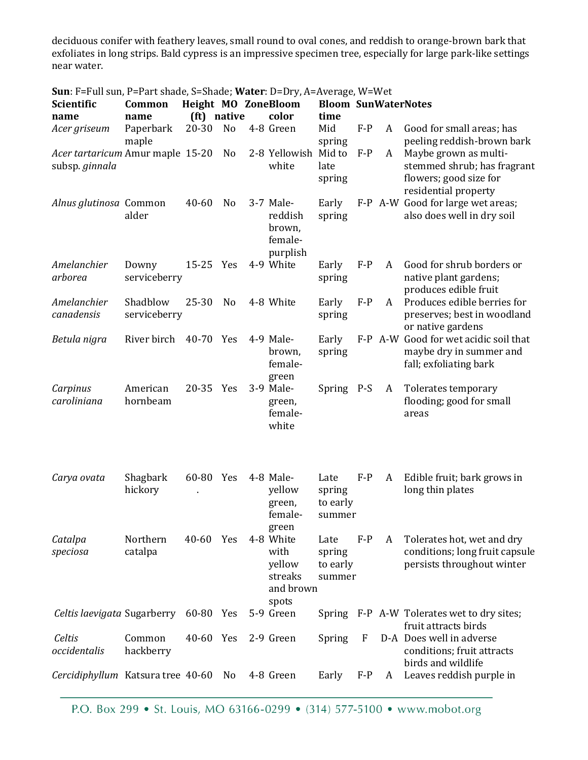deciduous conifer with feathery leaves, small round to oval cones, and reddish to orange-brown bark that exfoliates in long strips. Bald cypress is an impressive specimen tree, especially for large park-like settings near water.

**Sun**: F=Full sun, P=Part shade, S=Shade; **Water**: D=Dry, A=Average, W=Wet

| **Scientific name** | **Common name** | **Height (ft)** | **MO native** | **Zone** | **Bloom color** | **Bloom time** | **Sun** | **Water** | **Notes** |
|---|---|---|---|---|---|---|---|---|---|
| *Acer griseum* | Paperbark maple | 20-30 | No | 4-8 | Green | Mid spring | F-P | A | Good for small areas; has peeling reddish-brown bark |
| *Acer tartaricum* subsp. *ginnala* | Amur maple | 15-20 | No | 2-8 | Yellowish white | Mid to late spring | F-P | A | Maybe grown as multi-stemmed shrub; has fragrant flowers; good size for residential property |
| *Alnus glutinosa* | Common alder | 40-60 | No | 3-7 | Male-reddish brown, female-purplish | Early spring | F-P | A-W | Good for large wet areas; also does well in dry soil |
| *Amelanchier arborea* | Downy serviceberry | 15-25 | Yes | 4-9 | White | Early spring | F-P | A | Good for shrub borders or native plant gardens; produces edible fruit |
| *Amelanchier canadensis* | Shadblow serviceberry | 25-30 | No | 4-8 | White | Early spring | F-P | A | Produces edible berries for preserves; best in woodland or native gardens |
| *Betula nigra* | River birch | 40-70 | Yes | 4-9 | Male-brown, female-green | Early spring | F-P | A-W | Good for wet acidic soil that maybe dry in summer and fall; exfoliating bark |
| *Carpinus caroliniana* | American hornbeam | 20-35 | Yes | 3-9 | Male-green, female-white | Spring | P-S | A | Tolerates temporary flooding; good for small areas |
| *Carya ovata* | Shagbark hickory | 60-80 . | Yes | 4-8 | Male-yellow green, female-green | Late spring to early summer | F-P | A | Edible fruit; bark grows in long thin plates |
| *Catalpa speciosa* | Northern catalpa | 40-60 | Yes | 4-8 | White with yellow streaks and brown spots | Late spring to early summer | F-P | A | Tolerates hot, wet and dry conditions; long fruit capsule persists throughout winter |
| *Celtis laevigata* | Sugarberry | 60-80 | Yes | 5-9 | Green | Spring | F-P | A-W | Tolerates wet to dry sites; fruit attracts birds |
| *Celtis occidentalis* | Common hackberry | 40-60 | Yes | 2-9 | Green | Spring | F | D-A | Does well in adverse conditions; fruit attracts birds and wildlife |
| *Cercidiphyllum* | Katsura tree | 40-60 | No | 4-8 | Green | Early | F-P | A | Leaves reddish purple in |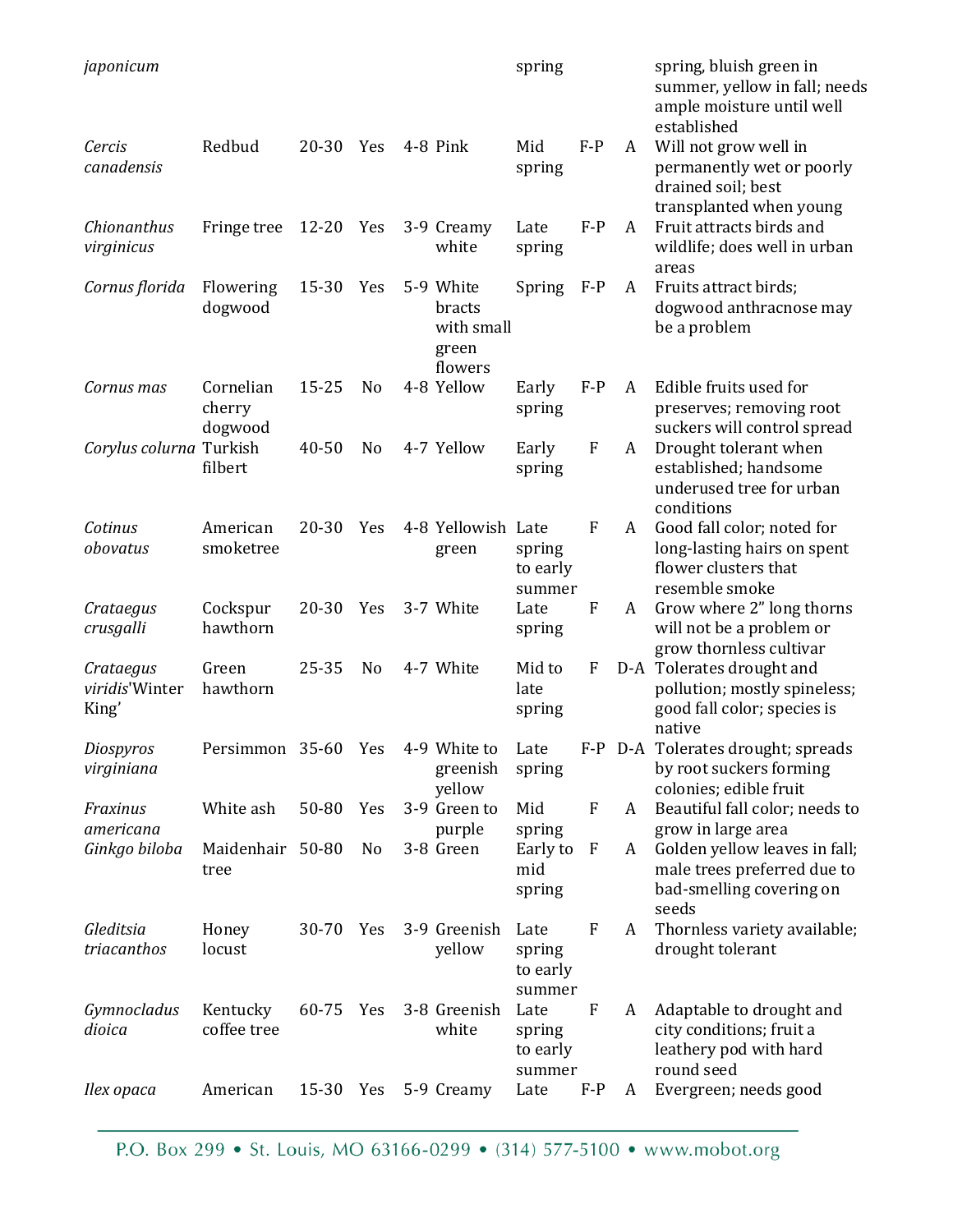| | | | | | | | | | |
|---|---|---|---|---|---|---|---|---|---|
| *japonicum* | | | | | | spring | | | spring, bluish green in summer, yellow in fall; needs ample moisture until well established |
| *Cercis canadensis* | Redbud | 20-30 | Yes | 4-8 | Pink | Mid spring | F-P | A | Will not grow well in permanently wet or poorly drained soil; best transplanted when young |
| *Chionanthus virginicus* | Fringe tree | 12-20 | Yes | 3-9 | Creamy white | Late spring | F-P | A | Fruit attracts birds and wildlife; does well in urban areas |
| *Cornus florida* | Flowering dogwood | 15-30 | Yes | 5-9 | White bracts with small green flowers | Spring | F-P | A | Fruits attract birds; dogwood anthracnose may be a problem |
| *Cornus mas* | Cornelian cherry dogwood | 15-25 | No | 4-8 | Yellow | Early spring | F-P | A | Edible fruits used for preserves; removing root suckers will control spread |
| *Corylus colurna* | Turkish filbert | 40-50 | No | 4-7 | Yellow | Early spring | F | A | Drought tolerant when established; handsome underused tree for urban conditions |
| *Cotinus obovatus* | American smoketree | 20-30 | Yes | 4-8 | Yellowish green | Late spring to early summer | F | A | Good fall color; noted for long-lasting hairs on spent flower clusters that resemble smoke |
| *Crataegus crusgalli* | Cockspur hawthorn | 20-30 | Yes | 3-7 | White | Late spring | F | A | Grow where 2" long thorns will not be a problem or grow thornless cultivar |
| *Crataegus viridis*'Winter King' | Green hawthorn | 25-35 | No | 4-7 | White | Mid to late spring | F | D-A | Tolerates drought and pollution; mostly spineless; good fall color; species is native |
| *Diospyros virginiana* | Persimmon | 35-60 | Yes | 4-9 | White to greenish yellow | Late spring | F-P | D-A | Tolerates drought; spreads by root suckers forming colonies; edible fruit |
| *Fraxinus americana* | White ash | 50-80 | Yes | 3-9 | Green to purple | Mid spring | F | A | Beautiful fall color; needs to grow in large area |
| *Ginkgo biloba* | Maidenhair tree | 50-80 | No | 3-8 | Green | Early to mid spring | F | A | Golden yellow leaves in fall; male trees preferred due to bad-smelling covering on seeds |
| *Gleditsia triacanthos* | Honey locust | 30-70 | Yes | 3-9 | Greenish yellow | Late spring to early summer | F | A | Thornless variety available; drought tolerant |
| *Gymnocladus dioica* | Kentucky coffee tree | 60-75 | Yes | 3-8 | Greenish white | Late spring to early summer | F | A | Adaptable to drought and city conditions; fruit a leathery pod with hard round seed |
| *Ilex opaca* | American | 15-30 | Yes | 5-9 | Creamy | Late | F-P | A | Evergreen; needs good |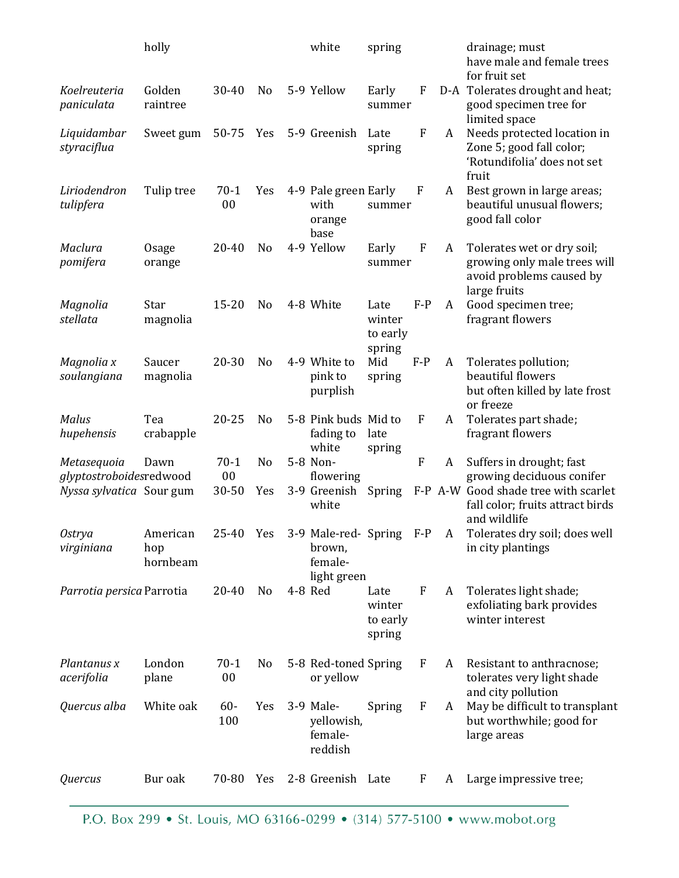|  |  |  |  |  |  |  |  |  |  |
|---|---|---|---|---|---|---|---|---|---|
|  | holly |  |  |  | white | spring |  |  | drainage; must have male and female trees for fruit set |
| *Koelreuteria paniculata* | Golden raintree | 30-40 | No | 5-9 | Yellow | Early summer | F | D-A | Tolerates drought and heat; good specimen tree for limited space |
| *Liquidambar styraciflua* | Sweet gum | 50-75 | Yes | 5-9 | Greenish | Late spring | F | A | Needs protected location in Zone 5; good fall color; 'Rotundifolia' does not set fruit |
| *Liriodendron tulipfera* | Tulip tree | 70-100 | Yes | 4-9 | Pale green with orange base | Early summer | F | A | Best grown in large areas; beautiful unusual flowers; good fall color |
| *Maclura pomifera* | Osage orange | 20-40 | No | 4-9 | Yellow | Early summer | F | A | Tolerates wet or dry soil; growing only male trees will avoid problems caused by large fruits |
| *Magnolia stellata* | Star magnolia | 15-20 | No | 4-8 | White | Late winter to early spring | F-P | A | Good specimen tree; fragrant flowers |
| *Magnolia x soulangiana* | Saucer magnolia | 20-30 | No | 4-9 | White to pink to purplish | Mid spring | F-P | A | Tolerates pollution; beautiful flowers but often killed by late frost or freeze |
| *Malus hupehensis* | Tea crabapple | 20-25 | No | 5-8 | Pink buds fading to white | Mid to late spring | F | A | Tolerates part shade; fragrant flowers |
| *Metasequoia glyptostroboides* | Dawn redwood | 70-100 | No | 5-8 | Non-flowering |  | F | A | Suffers in drought; fast growing deciduous conifer |
| *Nyssa sylvatica* | Sour gum | 30-50 | Yes | 3-9 | Greenish white | Spring | F-P | A-W | Good shade tree with scarlet fall color; fruits attract birds and wildlife |
| *Ostrya virginiana* | American hop hornbeam | 25-40 | Yes | 3-9 | Male-red-brown, female-light green | Spring | F-P | A | Tolerates dry soil; does well in city plantings |
| *Parrotia persica* | Parrotia | 20-40 | No | 4-8 | Red | Late winter to early spring | F | A | Tolerates light shade; exfoliating bark provides winter interest |
| *Plantanus x acerifolia* | London plane | 70-100 | No | 5-8 | Red-toned or yellow | Spring | F | A | Resistant to anthracnose; tolerates very light shade and city pollution |
| *Quercus alba* | White oak | 60-100 | Yes | 3-9 | Male-yellowish, female-reddish | Spring | F | A | May be difficult to transplant but worthwhile; good for large areas |
| *Quercus* | Bur oak | 70-80 | Yes | 2-8 | Greenish | Late | F | A | Large impressive tree; |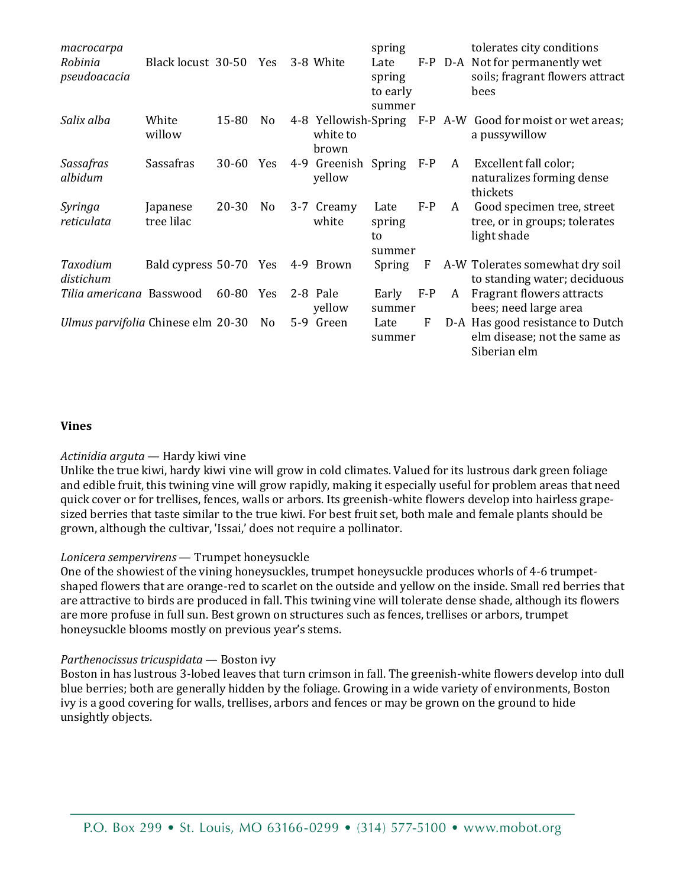| | | | | | | | | | |
|---|---|---|---|---|---|---|---|---|---|
| *macrocarpa* | | | | | | spring | | | tolerates city conditions |
| *Robinia pseudoacacia* | Black locust | 30-50 | Yes | 3-8 | White | Late spring to early summer | F-P | D-A | Not for permanently wet soils; fragrant flowers attract bees |
| *Salix alba* | White willow | 15-80 | No | 4-8 | Yellowish-white to brown | Spring | F-P | A-W | Good for moist or wet areas; a pussywillow |
| *Sassafras albidum* | Sassafras | 30-60 | Yes | 4-9 | Greenish yellow | Spring | F-P | A | Excellent fall color; naturalizes forming dense thickets |
| *Syringa reticulata* | Japanese tree lilac | 20-30 | No | 3-7 | Creamy white | Late spring to summer | F-P | A | Good specimen tree, street tree, or in groups; tolerates light shade |
| *Taxodium distichum* | Bald cypress | 50-70 | Yes | 4-9 | Brown | Spring | F | A-W | Tolerates somewhat dry soil to standing water; deciduous |
| *Tilia americana* | Basswood | 60-80 | Yes | 2-8 | Pale yellow | Early summer | F-P | A | Fragrant flowers attracts bees; need large area |
| *Ulmus parvifolia* | Chinese elm | 20-30 | No | 5-9 | Green | Late summer | F | D-A | Has good resistance to Dutch elm disease; not the same as Siberian elm |

**Vines**

*Actinidia arguta* — Hardy kiwi vine
Unlike the true kiwi, hardy kiwi vine will grow in cold climates. Valued for its lustrous dark green foliage and edible fruit, this twining vine will grow rapidly, making it especially useful for problem areas that need quick cover or for trellises, fences, walls or arbors. Its greenish-white flowers develop into hairless grape-sized berries that taste similar to the true kiwi. For best fruit set, both male and female plants should be grown, although the cultivar, 'Issai,' does not require a pollinator.

*Lonicera sempervirens* — Trumpet honeysuckle
One of the showiest of the vining honeysuckles, trumpet honeysuckle produces whorls of 4-6 trumpet-shaped flowers that are orange-red to scarlet on the outside and yellow on the inside. Small red berries that are attractive to birds are produced in fall. This twining vine will tolerate dense shade, although its flowers are more profuse in full sun. Best grown on structures such as fences, trellises or arbors, trumpet honeysuckle blooms mostly on previous year's stems.

*Parthenocissus tricuspidata* — Boston ivy
Boston in has lustrous 3-lobed leaves that turn crimson in fall. The greenish-white flowers develop into dull blue berries; both are generally hidden by the foliage. Growing in a wide variety of environments, Boston ivy is a good covering for walls, trellises, arbors and fences or may be grown on the ground to hide unsightly objects.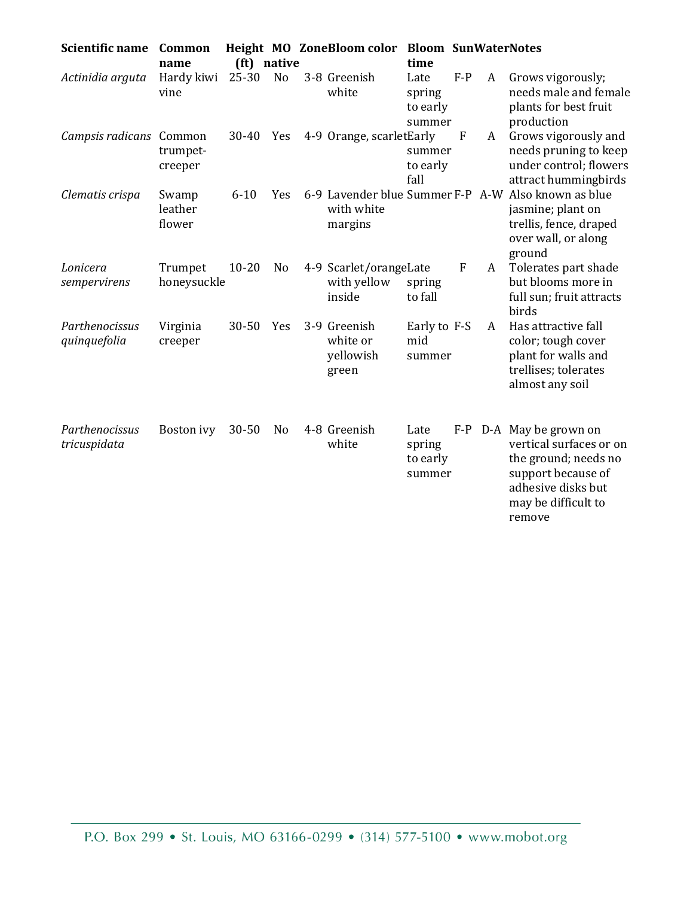| Scientific name | Common name | Height (ft) | MO native | Zone | Bloom color | Bloom time | Sun | Water | Notes |
|---|---|---|---|---|---|---|---|---|---|
| *Actinidia arguta* | Hardy kiwi vine | 25-30 | No | 3-8 | Greenish white | Late spring to early summer | F-P | A | Grows vigorously; needs male and female plants for best fruit production |
| *Campsis radicans* | Common trumpet-creeper | 30-40 | Yes | 4-9 | Orange, scarlet | Early summer to early fall | F | A | Grows vigorously and needs pruning to keep under control; flowers attract hummingbirds |
| *Clematis crispa* | Swamp leather flower | 6-10 | Yes | 6-9 | Lavender blue with white margins | Summer | F-P | A-W | Also known as blue jasmine; plant on trellis, fence, draped over wall, or along ground |
| *Lonicera sempervirens* | Trumpet honeysuckle | 10-20 | No | 4-9 | Scarlet/orange with yellow inside | Late spring to fall | F | A | Tolerates part shade but blooms more in full sun; fruit attracts birds |
| *Parthenocissus quinquefolia* | Virginia creeper | 30-50 | Yes | 3-9 | Greenish white or yellowish green | Early to mid summer | F-S | A | Has attractive fall color; tough cover plant for walls and trellises; tolerates almost any soil |
| *Parthenocissus tricuspidata* | Boston ivy | 30-50 | No | 4-8 | Greenish white | Late spring to early summer | F-P | D-A | May be grown on vertical surfaces or on the ground; needs no support because of adhesive disks but may be difficult to remove |